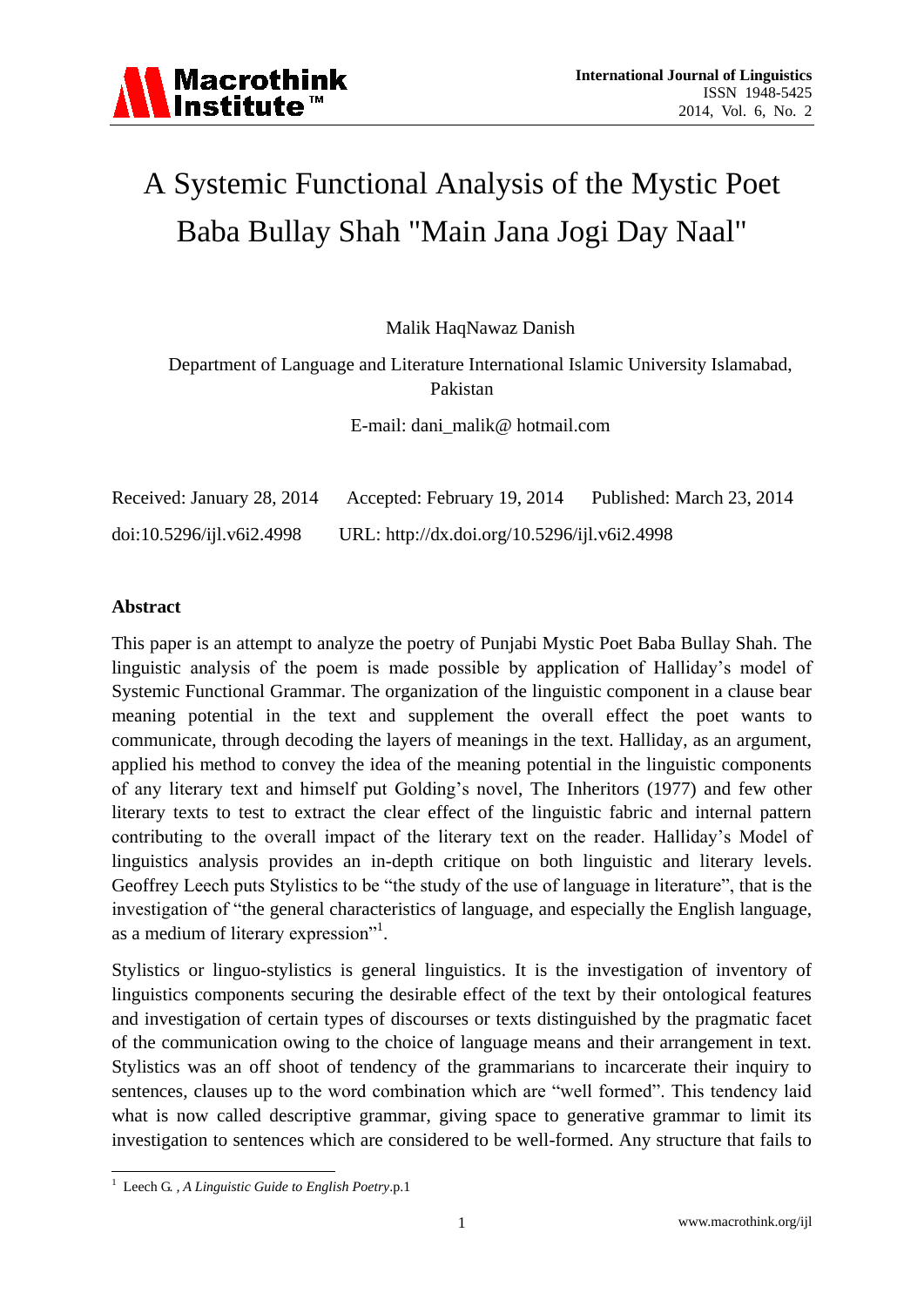# A Systemic Functional Analysis of the Mystic Poet Baba Bullay Shah "Main Jana Jogi Day Naal"

Malik HaqNawaz Danish

Department of Language and Literature International Islamic University Islamabad, Pakistan

E-mail: dani_malik@ hotmail.com

Received: January 28, 2014 Accepted: February 19, 2014 Published: March 23, 2014

doi:10.5296/ijl.v6i2.4998 URL: http://dx.doi.org/10.5296/ijl.v6i2.4998

## Abstract

This paper is an attempt to analyze the poetry of Punjabi Mystic Poet Baba Bullay Shah. The linguistic analysis of the poem is made possible by application of Halliday's model of Systemic Functional Grammar. The organization of the linguistic component in a clause bear meaning potential in the text and supplement the overall effect the poet wants to communicate, through decoding the layers of meanings in the text. Halliday, as an argument, applied his method to convey the idea of the meaning potential in the linguistic components of any literary text and himself put Golding's novel, The Inheritors (1977) and few other literary texts to test to extract the clear effect of the linguistic fabric and internal pattern contributing to the overall impact of the literary text on the reader. Halliday's Model of linguistics analysis provides an in-depth critique on both linguistic and literary levels. Geoffrey Leech puts Stylistics to be "the study of the use of language in literature", that is the investigation of "the general characteristics of language, and especially the English language, as a medium of literary expression"[1].

Stylistics or linguo-stylistics is general linguistics. It is the investigation of inventory of linguistics components securing the desirable effect of the text by their ontological features and investigation of certain types of discourses or texts distinguished by the pragmatic facet of the communication owing to the choice of language means and their arrangement in text. Stylistics was an off shoot of tendency of the grammarians to incarcerate their inquiry to sentences, clauses up to the word combination which are "well formed". This tendency laid what is now called descriptive grammar, giving space to generative grammar to limit its investigation to sentences which are considered to be well-formed. Any structure that fails to

---

[1] Leech G. , *A Linguistic Guide to English Poetry*.p.1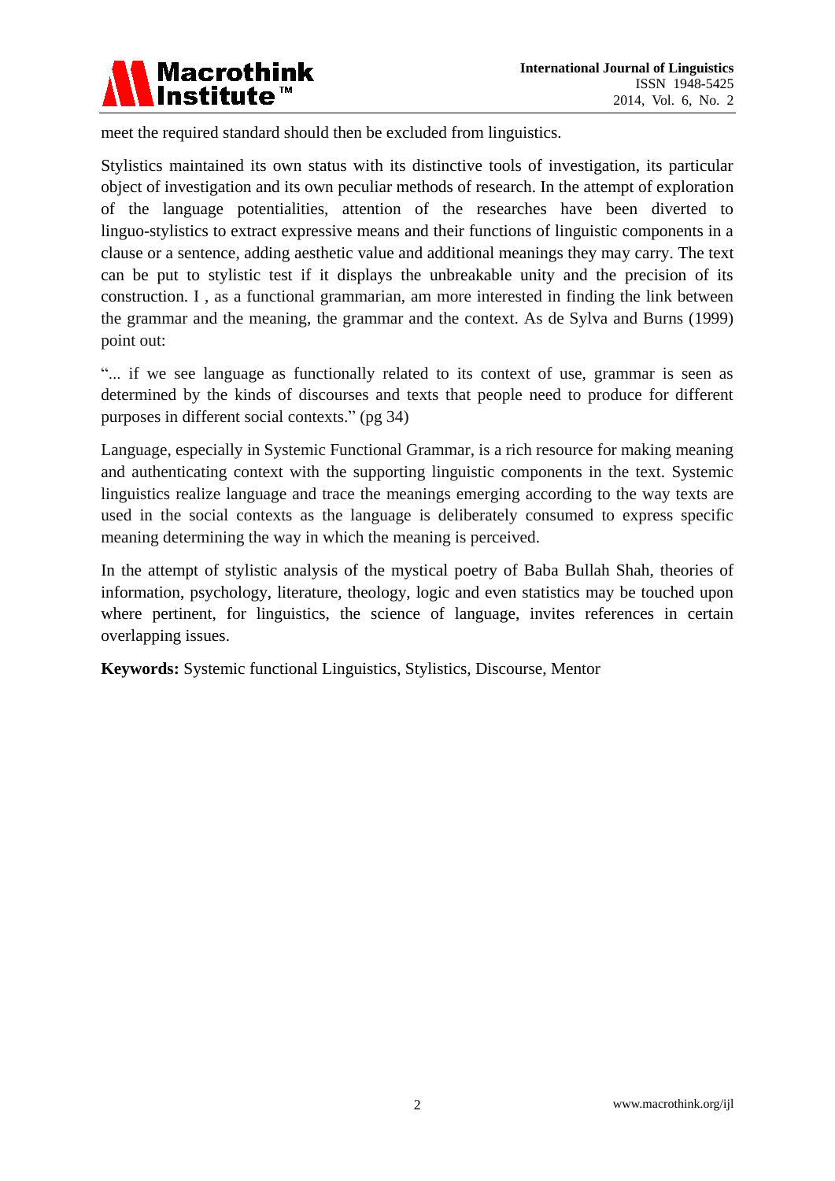meet the required standard should then be excluded from linguistics.

Stylistics maintained its own status with its distinctive tools of investigation, its particular object of investigation and its own peculiar methods of research. In the attempt of exploration of the language potentialities, attention of the researches have been diverted to linguo-stylistics to extract expressive means and their functions of linguistic components in a clause or a sentence, adding aesthetic value and additional meanings they may carry. The text can be put to stylistic test if it displays the unbreakable unity and the precision of its construction. I , as a functional grammarian, am more interested in finding the link between the grammar and the meaning, the grammar and the context. As de Sylva and Burns (1999) point out:

"... if we see language as functionally related to its context of use, grammar is seen as determined by the kinds of discourses and texts that people need to produce for different purposes in different social contexts." (pg 34)

Language, especially in Systemic Functional Grammar, is a rich resource for making meaning and authenticating context with the supporting linguistic components in the text. Systemic linguistics realize language and trace the meanings emerging according to the way texts are used in the social contexts as the language is deliberately consumed to express specific meaning determining the way in which the meaning is perceived.

In the attempt of stylistic analysis of the mystical poetry of Baba Bullah Shah, theories of information, psychology, literature, theology, logic and even statistics may be touched upon where pertinent, for linguistics, the science of language, invites references in certain overlapping issues.

**Keywords:** Systemic functional Linguistics, Stylistics, Discourse, Mentor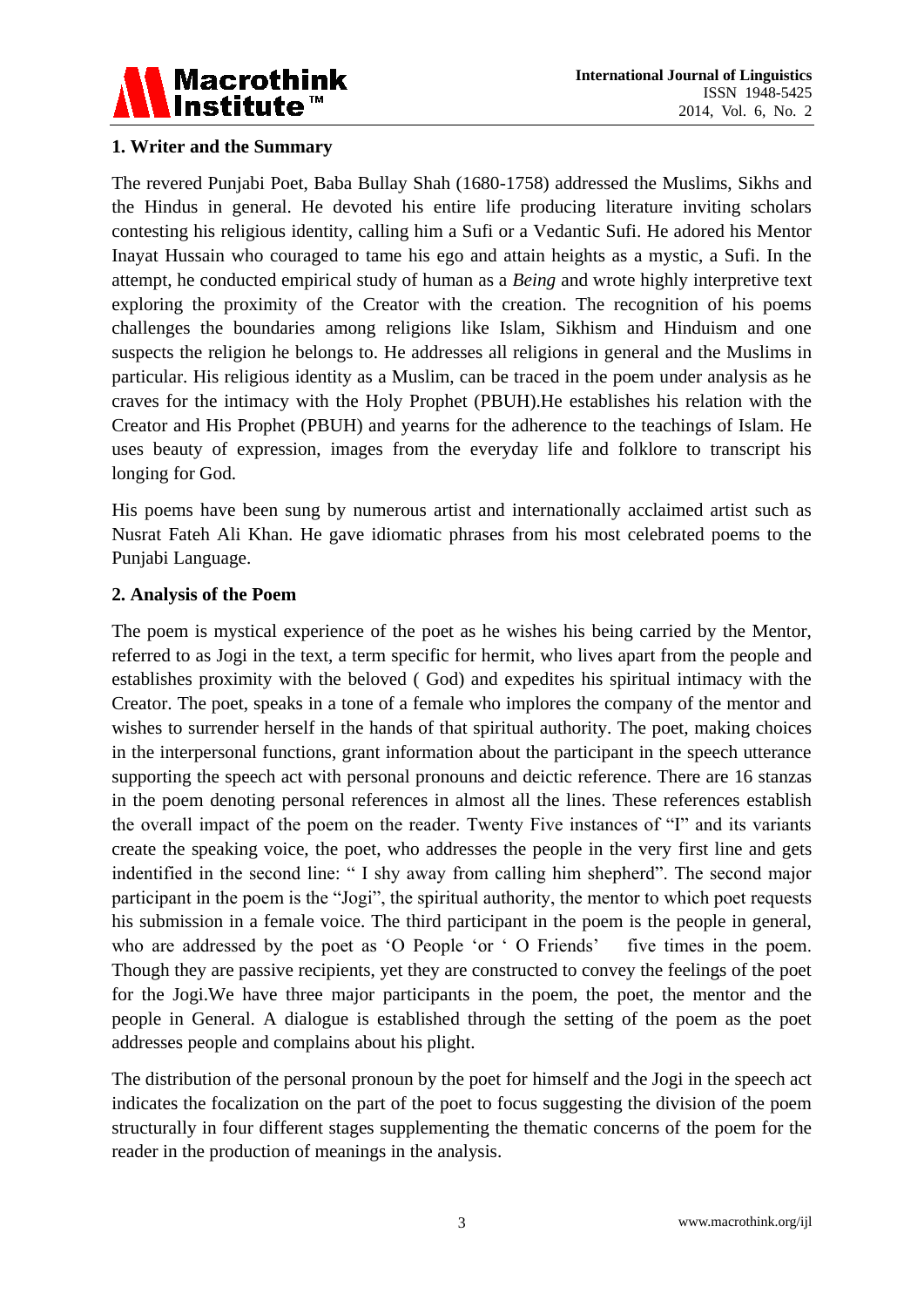## 1. Writer and the Summary

The revered Punjabi Poet, Baba Bullay Shah (1680-1758) addressed the Muslims, Sikhs and the Hindus in general. He devoted his entire life producing literature inviting scholars contesting his religious identity, calling him a Sufi or a Vedantic Sufi. He adored his Mentor Inayat Hussain who couraged to tame his ego and attain heights as a mystic, a Sufi. In the attempt, he conducted empirical study of human as a *Being* and wrote highly interpretive text exploring the proximity of the Creator with the creation. The recognition of his poems challenges the boundaries among religions like Islam, Sikhism and Hinduism and one suspects the religion he belongs to. He addresses all religions in general and the Muslims in particular. His religious identity as a Muslim, can be traced in the poem under analysis as he craves for the intimacy with the Holy Prophet (PBUH).He establishes his relation with the Creator and His Prophet (PBUH) and yearns for the adherence to the teachings of Islam. He uses beauty of expression, images from the everyday life and folklore to transcript his longing for God.

His poems have been sung by numerous artist and internationally acclaimed artist such as Nusrat Fateh Ali Khan. He gave idiomatic phrases from his most celebrated poems to the Punjabi Language.

## 2. Analysis of the Poem

The poem is mystical experience of the poet as he wishes his being carried by the Mentor, referred to as Jogi in the text, a term specific for hermit, who lives apart from the people and establishes proximity with the beloved ( God) and expedites his spiritual intimacy with the Creator. The poet, speaks in a tone of a female who implores the company of the mentor and wishes to surrender herself in the hands of that spiritual authority. The poet, making choices in the interpersonal functions, grant information about the participant in the speech utterance supporting the speech act with personal pronouns and deictic reference. There are 16 stanzas in the poem denoting personal references in almost all the lines. These references establish the overall impact of the poem on the reader. Twenty Five instances of "I" and its variants create the speaking voice, the poet, who addresses the people in the very first line and gets indentified in the second line: " I shy away from calling him shepherd". The second major participant in the poem is the "Jogi", the spiritual authority, the mentor to which poet requests his submission in a female voice. The third participant in the poem is the people in general, who are addressed by the poet as 'O People 'or ' O Friends' five times in the poem. Though they are passive recipients, yet they are constructed to convey the feelings of the poet for the Jogi.We have three major participants in the poem, the poet, the mentor and the people in General. A dialogue is established through the setting of the poem as the poet addresses people and complains about his plight.

The distribution of the personal pronoun by the poet for himself and the Jogi in the speech act indicates the focalization on the part of the poet to focus suggesting the division of the poem structurally in four different stages supplementing the thematic concerns of the poem for the reader in the production of meanings in the analysis.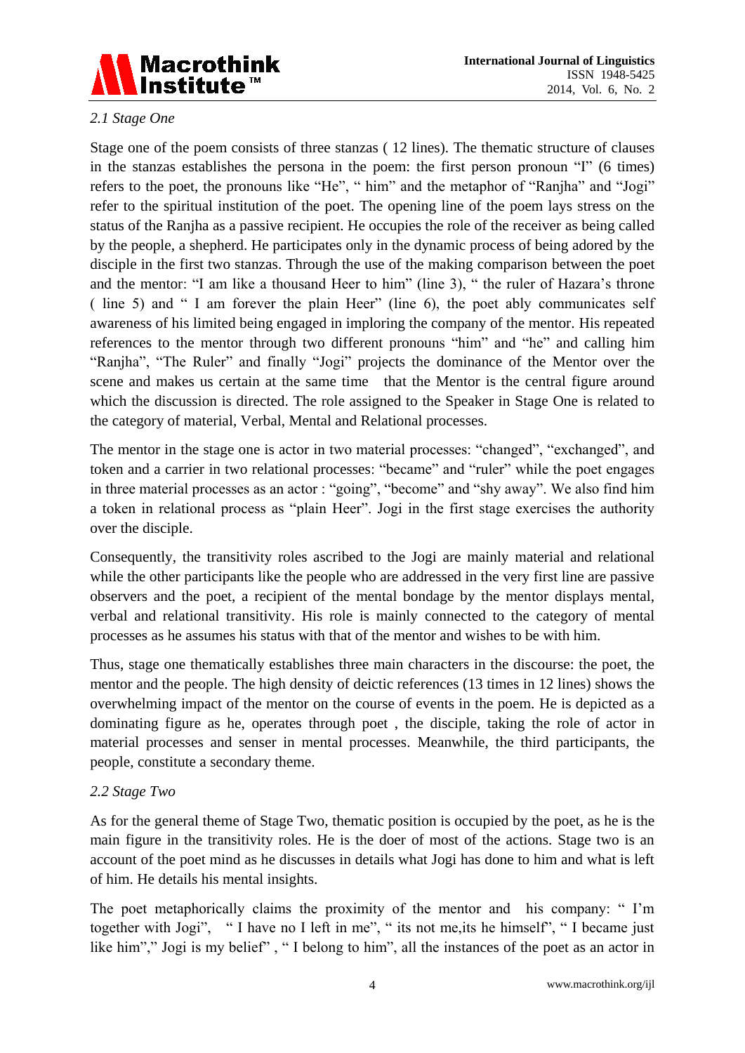### *2.1 Stage One*

Stage one of the poem consists of three stanzas ( 12 lines). The thematic structure of clauses in the stanzas establishes the persona in the poem: the first person pronoun "I" (6 times) refers to the poet, the pronouns like "He", " him" and the metaphor of "Ranjha" and "Jogi" refer to the spiritual institution of the poet. The opening line of the poem lays stress on the status of the Ranjha as a passive recipient. He occupies the role of the receiver as being called by the people, a shepherd. He participates only in the dynamic process of being adored by the disciple in the first two stanzas. Through the use of the making comparison between the poet and the mentor: "I am like a thousand Heer to him" (line 3), " the ruler of Hazara's throne ( line 5) and " I am forever the plain Heer" (line 6), the poet ably communicates self awareness of his limited being engaged in imploring the company of the mentor. His repeated references to the mentor through two different pronouns "him" and "he" and calling him "Ranjha", "The Ruler" and finally "Jogi" projects the dominance of the Mentor over the scene and makes us certain at the same time that the Mentor is the central figure around which the discussion is directed. The role assigned to the Speaker in Stage One is related to the category of material, Verbal, Mental and Relational processes.

The mentor in the stage one is actor in two material processes: "changed", "exchanged", and token and a carrier in two relational processes: "became" and "ruler" while the poet engages in three material processes as an actor : "going", "become" and "shy away". We also find him a token in relational process as "plain Heer". Jogi in the first stage exercises the authority over the disciple.

Consequently, the transitivity roles ascribed to the Jogi are mainly material and relational while the other participants like the people who are addressed in the very first line are passive observers and the poet, a recipient of the mental bondage by the mentor displays mental, verbal and relational transitivity. His role is mainly connected to the category of mental processes as he assumes his status with that of the mentor and wishes to be with him.

Thus, stage one thematically establishes three main characters in the discourse: the poet, the mentor and the people. The high density of deictic references (13 times in 12 lines) shows the overwhelming impact of the mentor on the course of events in the poem. He is depicted as a dominating figure as he, operates through poet , the disciple, taking the role of actor in material processes and senser in mental processes. Meanwhile, the third participants, the people, constitute a secondary theme.

### *2.2 Stage Two*

As for the general theme of Stage Two, thematic position is occupied by the poet, as he is the main figure in the transitivity roles. He is the doer of most of the actions. Stage two is an account of the poet mind as he discusses in details what Jogi has done to him and what is left of him. He details his mental insights.

The poet metaphorically claims the proximity of the mentor and his company: " I'm together with Jogi", " I have no I left in me", " its not me,its he himself", " I became just like him"," Jogi is my belief" , " I belong to him", all the instances of the poet as an actor in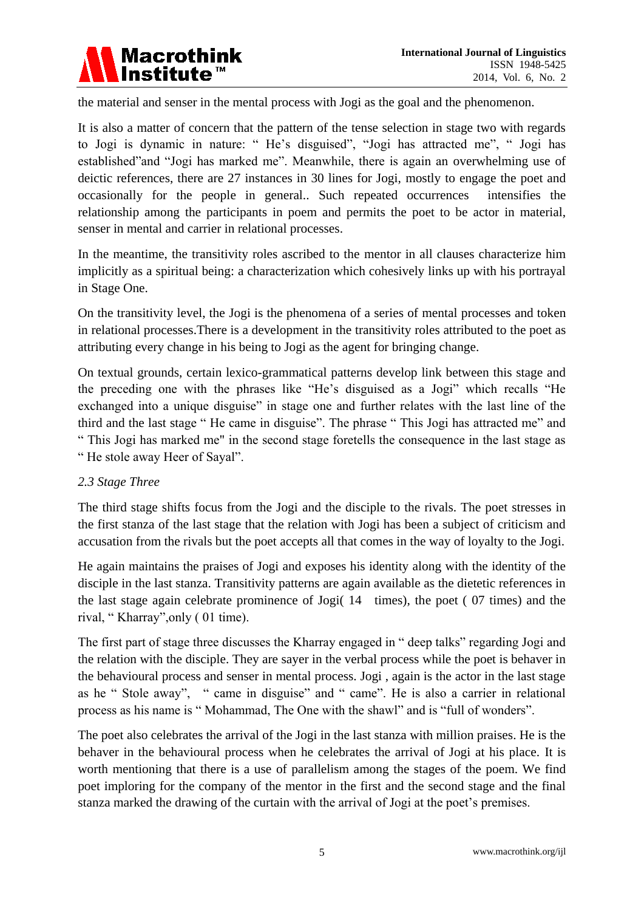the material and senser in the mental process with Jogi as the goal and the phenomenon.

It is also a matter of concern that the pattern of the tense selection in stage two with regards to Jogi is dynamic in nature: " He's disguised", "Jogi has attracted me", " Jogi has established"and "Jogi has marked me". Meanwhile, there is again an overwhelming use of deictic references, there are 27 instances in 30 lines for Jogi, mostly to engage the poet and occasionally for the people in general.. Such repeated occurrences intensifies the relationship among the participants in poem and permits the poet to be actor in material, senser in mental and carrier in relational processes.

In the meantime, the transitivity roles ascribed to the mentor in all clauses characterize him implicitly as a spiritual being: a characterization which cohesively links up with his portrayal in Stage One.

On the transitivity level, the Jogi is the phenomena of a series of mental processes and token in relational processes.There is a development in the transitivity roles attributed to the poet as attributing every change in his being to Jogi as the agent for bringing change.

On textual grounds, certain lexico-grammatical patterns develop link between this stage and the preceding one with the phrases like "He's disguised as a Jogi" which recalls "He exchanged into a unique disguise" in stage one and further relates with the last line of the third and the last stage " He came in disguise". The phrase " This Jogi has attracted me" and " This Jogi has marked me" in the second stage foretells the consequence in the last stage as " He stole away Heer of Sayal".

### *2.3 Stage Three*

The third stage shifts focus from the Jogi and the disciple to the rivals. The poet stresses in the first stanza of the last stage that the relation with Jogi has been a subject of criticism and accusation from the rivals but the poet accepts all that comes in the way of loyalty to the Jogi.

He again maintains the praises of Jogi and exposes his identity along with the identity of the disciple in the last stanza. Transitivity patterns are again available as the dietetic references in the last stage again celebrate prominence of Jogi( 14 times), the poet ( 07 times) and the rival, " Kharray",only ( 01 time).

The first part of stage three discusses the Kharray engaged in " deep talks" regarding Jogi and the relation with the disciple. They are sayer in the verbal process while the poet is behaver in the behavioural process and senser in mental process. Jogi , again is the actor in the last stage as he " Stole away", " came in disguise" and " came". He is also a carrier in relational process as his name is " Mohammad, The One with the shawl" and is "full of wonders".

The poet also celebrates the arrival of the Jogi in the last stanza with million praises. He is the behaver in the behavioural process when he celebrates the arrival of Jogi at his place. It is worth mentioning that there is a use of parallelism among the stages of the poem. We find poet imploring for the company of the mentor in the first and the second stage and the final stanza marked the drawing of the curtain with the arrival of Jogi at the poet's premises.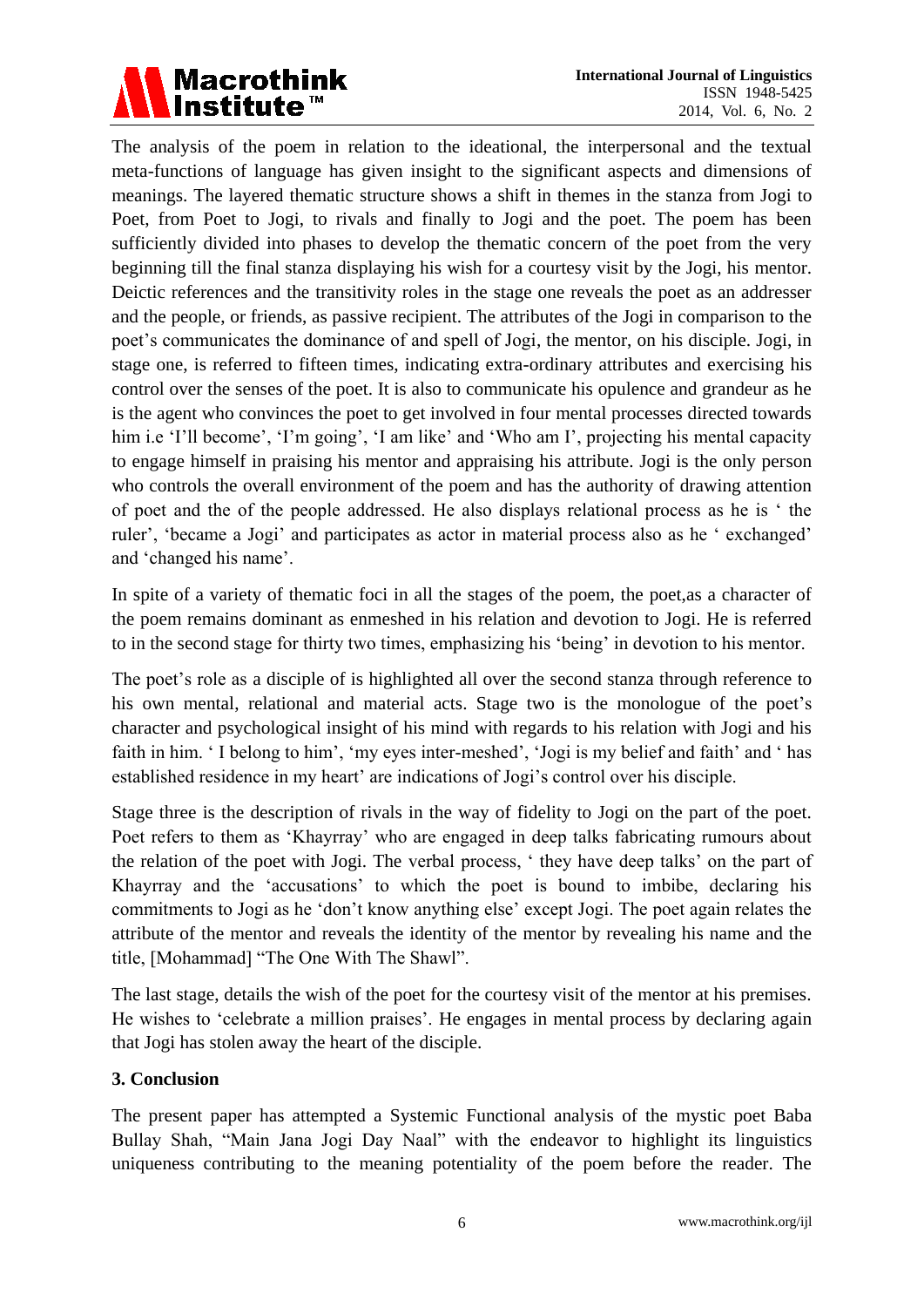The analysis of the poem in relation to the ideational, the interpersonal and the textual meta-functions of language has given insight to the significant aspects and dimensions of meanings. The layered thematic structure shows a shift in themes in the stanza from Jogi to Poet, from Poet to Jogi, to rivals and finally to Jogi and the poet. The poem has been sufficiently divided into phases to develop the thematic concern of the poet from the very beginning till the final stanza displaying his wish for a courtesy visit by the Jogi, his mentor. Deictic references and the transitivity roles in the stage one reveals the poet as an addresser and the people, or friends, as passive recipient. The attributes of the Jogi in comparison to the poet's communicates the dominance of and spell of Jogi, the mentor, on his disciple. Jogi, in stage one, is referred to fifteen times, indicating extra-ordinary attributes and exercising his control over the senses of the poet. It is also to communicate his opulence and grandeur as he is the agent who convinces the poet to get involved in four mental processes directed towards him i.e 'I'll become', 'I'm going', 'I am like' and 'Who am I', projecting his mental capacity to engage himself in praising his mentor and appraising his attribute. Jogi is the only person who controls the overall environment of the poem and has the authority of drawing attention of poet and the of the people addressed. He also displays relational process as he is ' the ruler', 'became a Jogi' and participates as actor in material process also as he ' exchanged' and 'changed his name'.

In spite of a variety of thematic foci in all the stages of the poem, the poet,as a character of the poem remains dominant as enmeshed in his relation and devotion to Jogi. He is referred to in the second stage for thirty two times, emphasizing his 'being' in devotion to his mentor.

The poet's role as a disciple of is highlighted all over the second stanza through reference to his own mental, relational and material acts. Stage two is the monologue of the poet's character and psychological insight of his mind with regards to his relation with Jogi and his faith in him. ' I belong to him', 'my eyes inter-meshed', 'Jogi is my belief and faith' and ' has established residence in my heart' are indications of Jogi's control over his disciple.

Stage three is the description of rivals in the way of fidelity to Jogi on the part of the poet. Poet refers to them as 'Khayrray' who are engaged in deep talks fabricating rumours about the relation of the poet with Jogi. The verbal process, ' they have deep talks' on the part of Khayrray and the 'accusations' to which the poet is bound to imbibe, declaring his commitments to Jogi as he 'don't know anything else' except Jogi. The poet again relates the attribute of the mentor and reveals the identity of the mentor by revealing his name and the title, [Mohammad] "The One With The Shawl".

The last stage, details the wish of the poet for the courtesy visit of the mentor at his premises. He wishes to 'celebrate a million praises'. He engages in mental process by declaring again that Jogi has stolen away the heart of the disciple.

## 3. Conclusion

The present paper has attempted a Systemic Functional analysis of the mystic poet Baba Bullay Shah, "Main Jana Jogi Day Naal" with the endeavor to highlight its linguistics uniqueness contributing to the meaning potentiality of the poem before the reader. The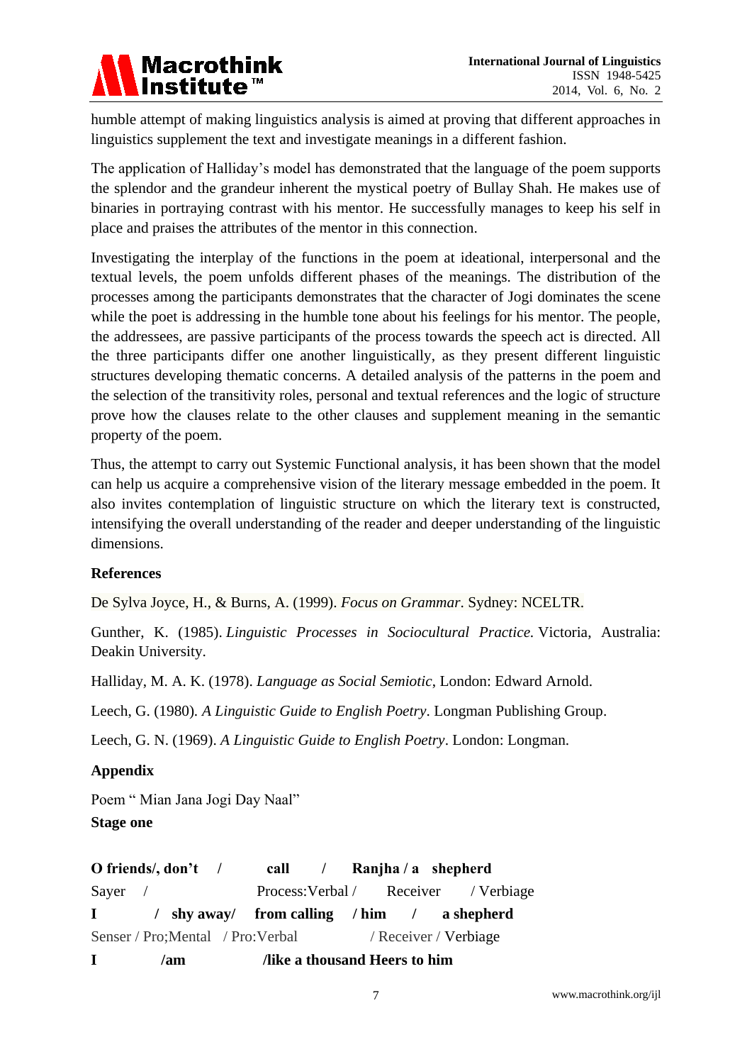humble attempt of making linguistics analysis is aimed at proving that different approaches in linguistics supplement the text and investigate meanings in a different fashion.

The application of Halliday's model has demonstrated that the language of the poem supports the splendor and the grandeur inherent the mystical poetry of Bullay Shah. He makes use of binaries in portraying contrast with his mentor. He successfully manages to keep his self in place and praises the attributes of the mentor in this connection.

Investigating the interplay of the functions in the poem at ideational, interpersonal and the textual levels, the poem unfolds different phases of the meanings. The distribution of the processes among the participants demonstrates that the character of Jogi dominates the scene while the poet is addressing in the humble tone about his feelings for his mentor. The people, the addressees, are passive participants of the process towards the speech act is directed. All the three participants differ one another linguistically, as they present different linguistic structures developing thematic concerns. A detailed analysis of the patterns in the poem and the selection of the transitivity roles, personal and textual references and the logic of structure prove how the clauses relate to the other clauses and supplement meaning in the semantic property of the poem.

Thus, the attempt to carry out Systemic Functional analysis, it has been shown that the model can help us acquire a comprehensive vision of the literary message embedded in the poem. It also invites contemplation of linguistic structure on which the literary text is constructed, intensifying the overall understanding of the reader and deeper understanding of the linguistic dimensions.

## References

De Sylva Joyce, H., & Burns, A. (1999). *Focus on Grammar*. Sydney: NCELTR.

Gunther, K. (1985). *Linguistic Processes in Sociocultural Practice.* Victoria, Australia: Deakin University.

Halliday, M. A. K. (1978). *Language as Social Semiotic*, London: Edward Arnold.

Leech, G. (1980). *A Linguistic Guide to English Poetry*. Longman Publishing Group.

Leech, G. N. (1969). *A Linguistic Guide to English Poetry*. London: Longman.

## Appendix

Poem " Mian Jana Jogi Day Naal"

**Stage one**

**O friends/, don't / call / Ranjha / a shepherd**

Sayer / Process:Verbal / Receiver / Verbiage

**I / shy away/ from calling / him / a shepherd**

Senser / Pro;Mental / Pro:Verbal / Receiver / Verbiage

**I /am /like a thousand Heers to him**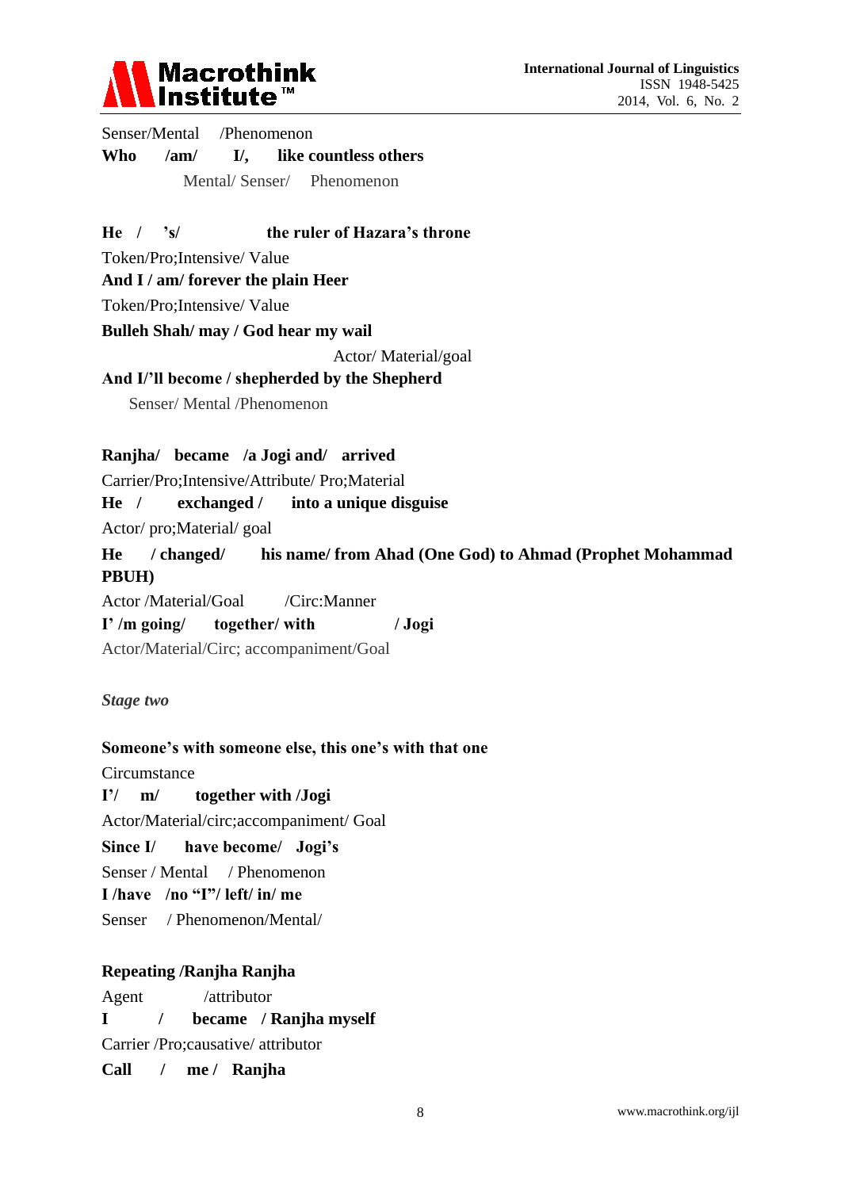Senser/Mental /Phenomenon

**Who /am/ I/, like countless others**

Mental/ Senser/ Phenomenon

**He / 's/ the ruler of Hazara's throne**

Token/Pro;Intensive/ Value

**And I / am/ forever the plain Heer**

Token/Pro;Intensive/ Value

**Bulleh Shah/ may / God hear my wail**

Actor/ Material/goal

**And I/'ll become / shepherded by the Shepherd**

Senser/ Mental /Phenomenon

**Ranjha/ became /a Jogi and/ arrived**

Carrier/Pro;Intensive/Attribute/ Pro;Material

**He / exchanged / into a unique disguise**

Actor/ pro;Material/ goal

**He / changed/ his name/ from Ahad (One God) to Ahmad (Prophet Mohammad PBUH)**

Actor /Material/Goal /Circ:Manner

**I' /m going/ together/ with / Jogi**

Actor/Material/Circ; accompaniment/Goal

*Stage two*

**Someone's with someone else, this one's with that one**

Circumstance

**I'/ m/ together with /Jogi**

Actor/Material/circ;accompaniment/ Goal

**Since I/ have become/ Jogi's**

Senser / Mental / Phenomenon

**I /have /no "I"/ left/ in/ me**

Senser / Phenomenon/Mental/

**Repeating /Ranjha Ranjha**

Agent /attributor

**I / became / Ranjha myself**

Carrier /Pro;causative/ attributor

**Call / me / Ranjha**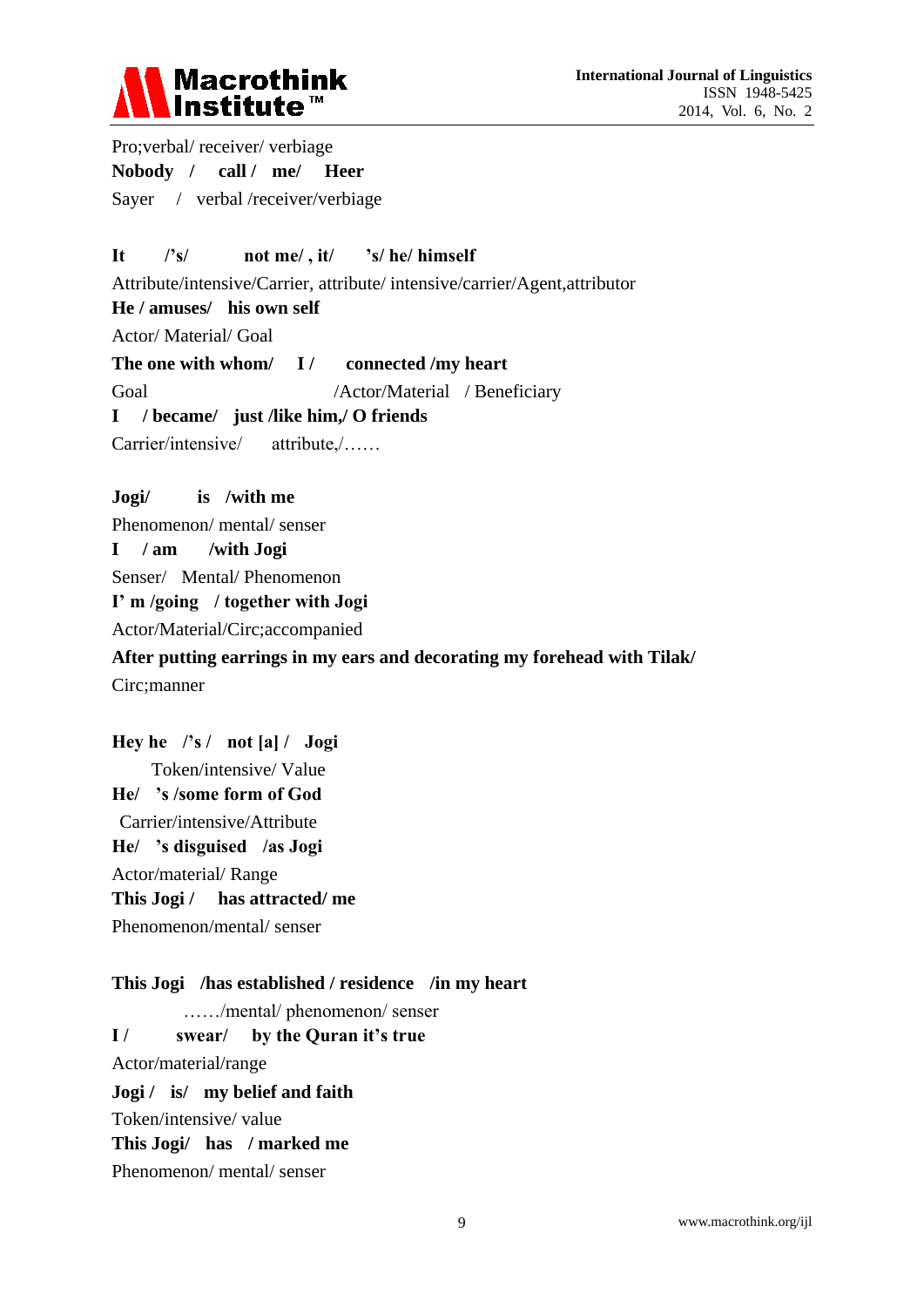Pro;verbal/ receiver/ verbiage

**Nobody / call / me/ Heer**

Sayer / verbal /receiver/verbiage

**It /'s/ not me/ , it/ 's/ he/ himself**

Attribute/intensive/Carrier, attribute/ intensive/carrier/Agent,attributor

**He / amuses/ his own self**

Actor/ Material/ Goal

**The one with whom/ I / connected /my heart**

Goal /Actor/Material / Beneficiary

**I / became/ just /like him,/ O friends**

Carrier/intensive/ attribute,/……

**Jogi/ is /with me**

Phenomenon/ mental/ senser

**I / am /with Jogi**

Senser/ Mental/ Phenomenon

**I' m /going / together with Jogi**

Actor/Material/Circ;accompanied

**After putting earrings in my ears and decorating my forehead with Tilak/**

Circ;manner

**Hey he /'s / not [a] / Jogi**

Token/intensive/ Value

**He/ 's /some form of God**

Carrier/intensive/Attribute

**He/ 's disguised /as Jogi**

Actor/material/ Range

**This Jogi / has attracted/ me**

Phenomenon/mental/ senser

**This Jogi /has established / residence /in my heart**

……/mental/ phenomenon/ senser

**I / swear/ by the Quran it's true**

Actor/material/range

**Jogi / is/ my belief and faith**

Token/intensive/ value

**This Jogi/ has / marked me**

Phenomenon/ mental/ senser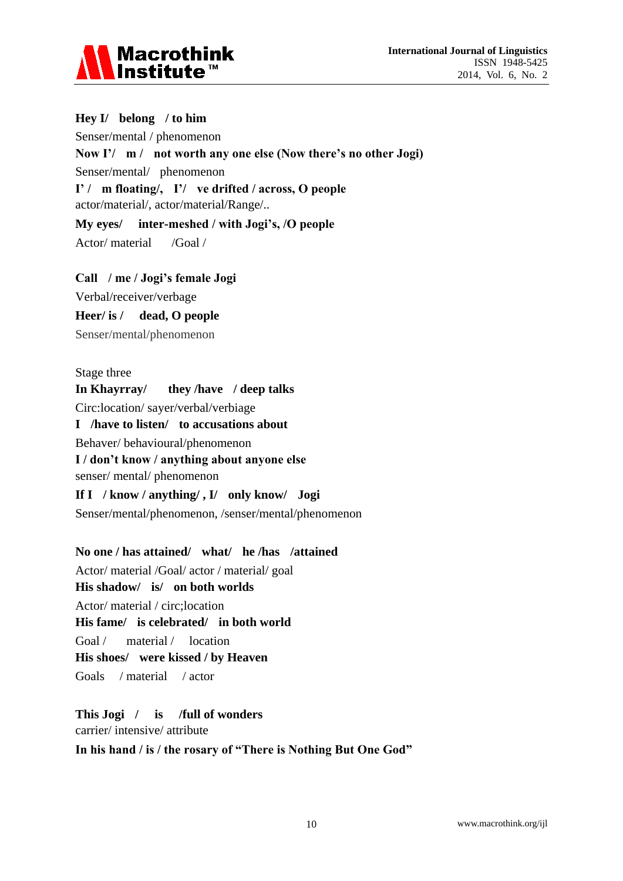**Hey I/ belong / to him**

Senser/mental / phenomenon

**Now I'/ m / not worth any one else (Now there's no other Jogi)**

Senser/mental/ phenomenon

**I' / m floating/, I'/ ve drifted / across, O people**

actor/material/, actor/material/Range/..

**My eyes/ inter-meshed / with Jogi's, /O people**

Actor/ material /Goal /

**Call / me / Jogi's female Jogi**

Verbal/receiver/verbage

**Heer/ is / dead, O people**

Senser/mental/phenomenon

Stage three

**In Khayrray/ they /have / deep talks**

Circ:location/ sayer/verbal/verbiage

**I /have to listen/ to accusations about**

Behaver/ behavioural/phenomenon

**I / don't know / anything about anyone else**

senser/ mental/ phenomenon

**If I / know / anything/ , I/ only know/ Jogi**

Senser/mental/phenomenon, /senser/mental/phenomenon

**No one / has attained/ what/ he /has /attained**

Actor/ material /Goal/ actor / material/ goal

**His shadow/ is/ on both worlds**

Actor/ material / circ;location

**His fame/ is celebrated/ in both world**

Goal / material / location

**His shoes/ were kissed / by Heaven**

Goals / material / actor

**This Jogi / is /full of wonders**

carrier/ intensive/ attribute

**In his hand / is / the rosary of "There is Nothing But One God"**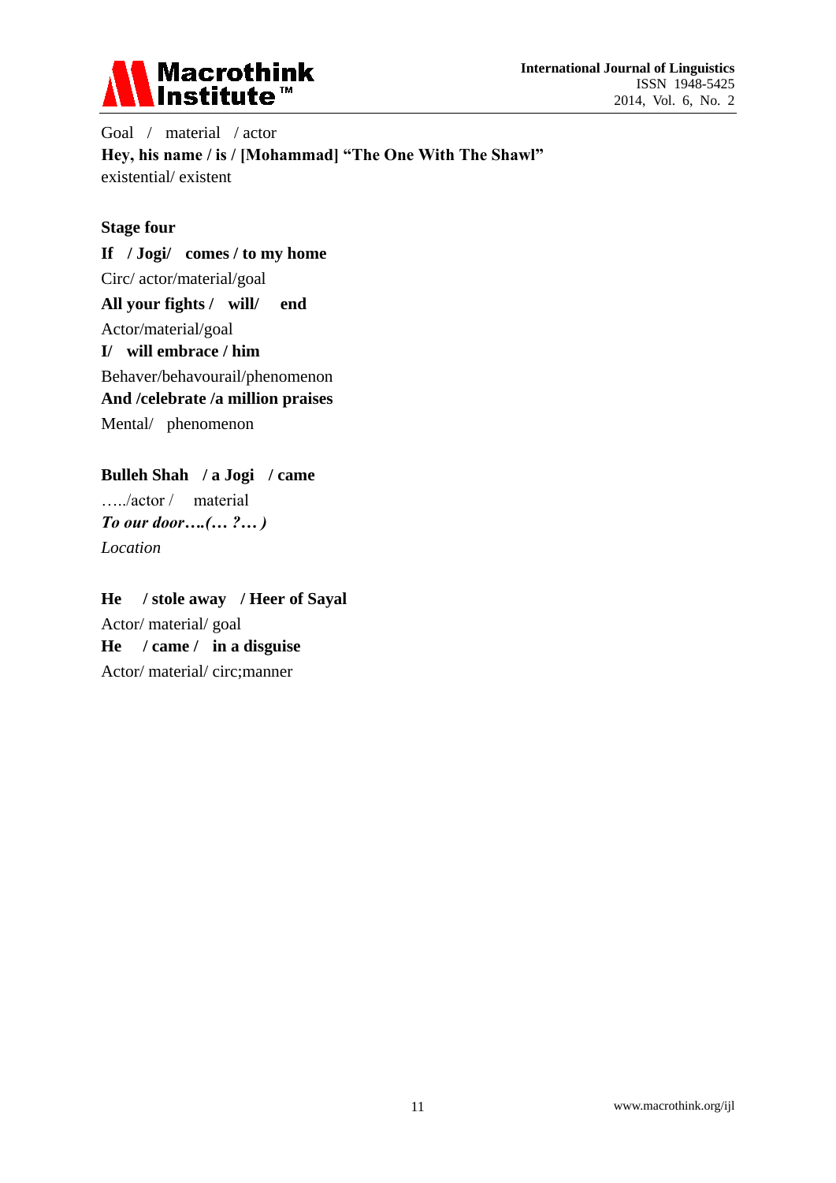Goal / material / actor

**Hey, his name / is / [Mohammad] “The One With The Shawl”**

existential/ existent

**Stage four**

**If / Jogi/ comes / to my home**

Circ/ actor/material/goal

**All your fights / will/ end**

Actor/material/goal

**I/ will embrace / him**

Behaver/behavourail/phenomenon

**And /celebrate /a million praises**

Mental/ phenomenon

**Bulleh Shah / a Jogi / came**

…../actor / material

***To our door….(… ?… )***

*Location*

**He / stole away / Heer of Sayal**

Actor/ material/ goal

**He / came / in a disguise**

Actor/ material/ circ;manner